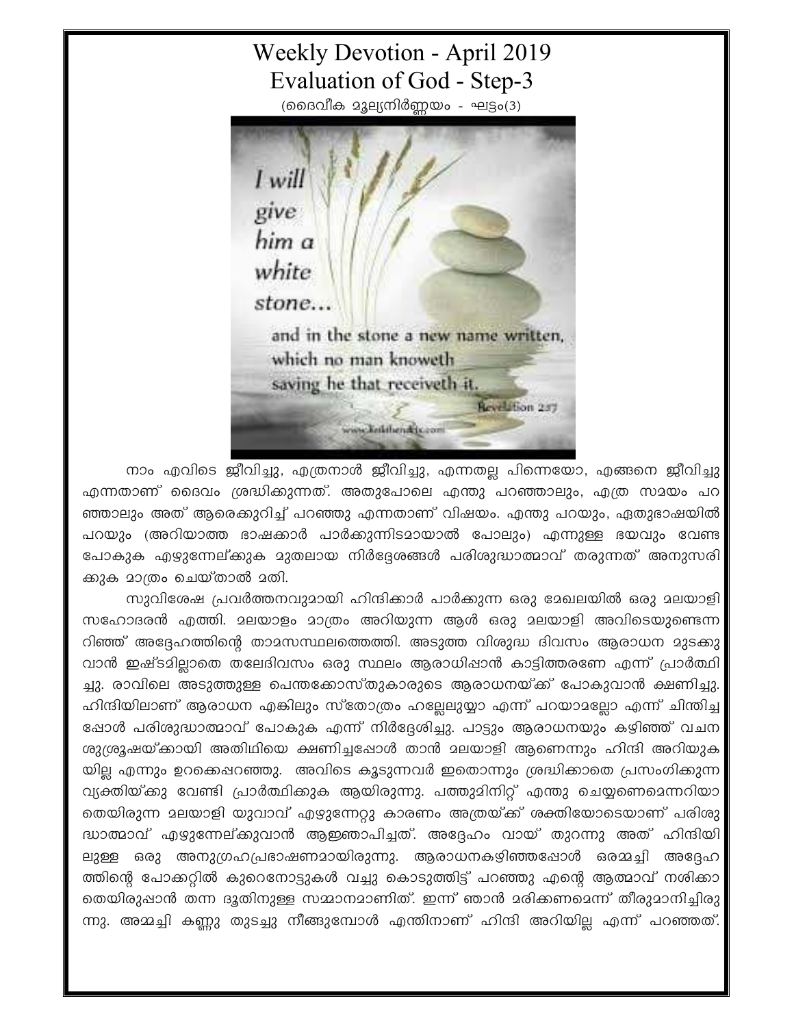# Weekly Devotion - April 2019
## Evaluation of God - Step-3

(ദൈവീക മൂല്യനിർണ്ണയം - ഘട്ടം(3)

നാം എവിടെ ജീവിച്ചു, എത്രനാൾ ജീവിച്ചു, എന്നതല്ല പിന്നെയോ, എങ്ങനെ ജീവിച്ചു എന്നതാണ് ദൈവം ശ്രദ്ധിക്കുന്നത്. അതുപോലെ എന്തു പറഞ്ഞാലും, എത്ര സമയം പറഞ്ഞാലും അത് ആരെക്കുറിച്ച് പറഞ്ഞു എന്നതാണ് വിഷയം. എന്തു പറയും, ഏതുഭാഷയിൽ പറയും (അറിയാത്ത ഭാഷക്കാർ പാർക്കുന്നിടമായാൽ പോലും) എന്നുള്ള ഭയവും വേണ്ട പോകുക എഴുന്നേല്ക്കുക മുതലായ നിർദ്ദേശങ്ങൾ പരിശുദ്ധാത്മാവ് തരുന്നത് അനുസരിക്കുക മാത്രം ചെയ്താൽ മതി.

സുവിശേഷ പ്രവർത്തനവുമായി ഹിന്ദിക്കാർ പാർക്കുന്ന ഒരു മേഖലയിൽ ഒരു മലയാളി സഹോദരൻ എത്തി. മലയാളം മാത്രം അറിയുന്ന ആൾ ഒരു മലയാളി അവിടെയുണ്ടെന്നറിഞ്ഞ് അദ്ദേഹത്തിന്റെ താമസസ്ഥലത്തെത്തി. അടുത്ത വിശുദ്ധ ദിവസം ആരാധന മുടക്കുവാൻ ഇഷ്ടമില്ലാതെ തലേദിവസം ഒരു സ്ഥലം ആരാധിപ്പാൻ കാട്ടിത്തരണേ എന്ന് പ്രാർത്ഥിച്ചു. രാവിലെ അടുത്തുള്ള പെന്തക്കോസ്തുകാരുടെ ആരാധനയ്ക്ക് പോകുവാൻ ക്ഷണിച്ചു. ഹിന്ദിയിലാണ് ആരാധന എങ്കിലും സ്തോത്രം ഹല്ലേലുയ്യാ എന്ന് പറയാമല്ലോ എന്ന് ചിന്തിച്ചപ്പോൾ പരിശുദ്ധാത്മാവ് പോകുക എന്ന് നിർദ്ദേശിച്ചു. പാട്ടും ആരാധനയും കഴിഞ്ഞ് വചനശുശ്രൂഷയ്ക്കായി അതിഥിയെ ക്ഷണിച്ചപ്പോൾ താൻ മലയാളി ആണെന്നും ഹിന്ദി അറിയുകയില്ല എന്നും ഉറക്കെപ്പറഞ്ഞു. അവിടെ കൂടുന്നവർ ഇതൊന്നും ശ്രദ്ധിക്കാതെ പ്രസംഗിക്കുന്ന വ്യക്തിയ്ക്കു വേണ്ടി പ്രാർത്ഥിക്കുക ആയിരുന്നു. പത്തുമിനിറ്റ് എന്തു ചെയ്യണമെന്നറിയാതെയിരുന്ന മലയാളി യുവാവ് എഴുന്നേറ്റു കാരണം അത്രയ്ക്ക് ശക്തിയോടെയാണ് പരിശുദ്ധാത്മാവ് എഴുന്നേല്ക്കുവാൻ ആജ്ഞാപിച്ചത്. അദ്ദേഹം വായ് തുറന്നു അത് ഹിന്ദിയിലുള്ള ഒരു അനുഗ്രഹപ്രഭാഷണമായിരുന്നു. ആരാധനകഴിഞ്ഞപ്പോൾ ഒരമ്മച്ചി അദ്ദേഹത്തിന്റെ പോക്കറ്റിൽ കുറെനോട്ടുകൾ വച്ചു കൊടുത്തിട്ട് പറഞ്ഞു എന്റെ ആത്മാവ് നശിക്കാതെയിരുപ്പാൻ തന്ന ദൂതിനുള്ള സമ്മാനമാണിത്. ഇന്ന് ഞാൻ മരിക്കണമെന്ന് തീരുമാനിച്ചിരുന്നു. അമ്മച്ചി കണ്ണു തുടച്ചു നീങ്ങുമ്പോൾ എന്തിനാണ് ഹിന്ദി അറിയില്ല എന്ന് പറഞ്ഞത്.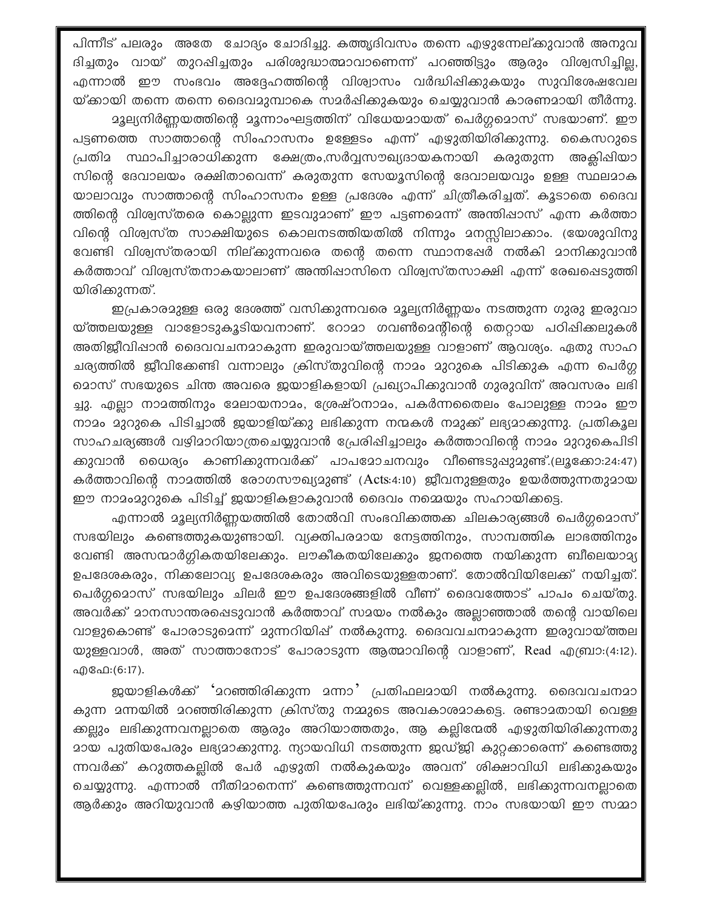പിന്നീട് പലരും അതേ ചോദ്യം ചോദിച്ചു. കത്തൃദിവസം തന്നെ എഴുന്നേല്ക്കുവാൻ അനുവദിച്ചതും വായ് തുറപ്പിച്ചതും പരിശുദ്ധാത്മാവാണെന്ന് പറഞ്ഞിട്ടും ആരും വിശ്വസിച്ചില്ല, എന്നാൽ ഈ സംഭവം അദ്ദേഹത്തിന്റെ വിശ്വാസം വർദ്ധിപ്പിക്കുകയും സുവിശേഷവേലയ്ക്കായി തന്നെ തന്നെ ദൈവമുമ്പാകെ സമർപ്പിക്കുകയും ചെയ്യുവാൻ കാരണമായി തീർന്നു.

മൂല്യനിർണ്ണയത്തിന്റെ മൂന്നാംഘട്ടത്തിന് വിധേയമായത് പെർഗ്ഗമൊസ് സഭയാണ്. ഈ പട്ടണത്തെ സാത്താന്റെ സിംഹാസനം ഉള്ളേടം എന്ന് എഴുതിയിരിക്കുന്നു. കൈസറുടെ പ്രതിമ സ്ഥാപിച്ചാരാധിക്കുന്ന ക്ഷേത്രം,സർവ്വസൗഖ്യദായകനായി കരുതുന്ന അക്ലിപ്പിയാസിന്റെ ദേവാലയം രക്ഷിതാവെന്ന് കരുതുന്ന സേയൂസിന്റെ ദേവാലയവും ഉള്ള സ്ഥലമാകയാലാവും സാത്താന്റെ സിംഹാസനം ഉള്ള പ്രദേശം എന്ന് ചിത്രീകരിച്ചത്. കൂടാതെ ദൈവത്തിന്റെ വിശ്വസ്തരെ കൊല്ലുന്ന ഇടവുമാണ് ഈ പട്ടണമെന്ന് അന്തിപ്പാസ് എന്ന കർത്താവിന്റെ വിശ്വസ്ത സാക്ഷിയുടെ കൊലനടത്തിയതിൽ നിന്നും മനസ്സിലാക്കാം. (യേശുവിനു വേണ്ടി വിശ്വസ്തരായി നില്ക്കുന്നവരെ തന്റെ തന്നെ സ്ഥാനപ്പേർ നൽകി മാനിക്കുവാൻ കർത്താവ് വിശ്വസ്തനാകയാലാണ് അന്തിപ്പാസിനെ വിശ്വസ്തസാക്ഷി എന്ന് രേഖപ്പെടുത്തിയിരിക്കുന്നത്.

ഇപ്രകാരമുള്ള ഒരു ദേശത്ത് വസിക്കുന്നവരെ മൂല്യനിർണ്ണയം നടത്തുന്ന ഗുരു ഇരുവായ്ത്തലയുള്ള വാളോടുകൂടിയവനാണ്. റോമാ ഗവൺമെന്റിന്റെ തെറ്റായ പഠിപ്പിക്കലുകൾ അതിജീവിപ്പാൻ ദൈവവചനമാകുന്ന ഇരുവായ്ത്തലയുള്ള വാളാണ് ആവശ്യം. ഏതു സാഹചര്യത്തിൽ ജീവിക്കേണ്ടി വന്നാലും ക്രിസ്തുവിന്റെ നാമം മുറുകെ പിടിക്കുക എന്ന പെർഗ്ഗമൊസ് സഭയുടെ ചിന്ത അവരെ ജയാളികളായി പ്രഖ്യാപിക്കുവാൻ ഗുരുവിന് അവസരം ലഭിച്ചു. എല്ലാ നാമത്തിനും മേലായനാമം, ശ്രേഷ്ഠനാമം, പകർന്നതൈലം പോലുള്ള നാമം ഈ നാമം മുറുകെ പിടിച്ചാൽ ജയാളിയ്ക്കു ലഭിക്കുന്ന നന്മകൾ നമുക്ക് ലഭ്യമാകുന്നു. പ്രതികൂല സാഹചര്യങ്ങൾ വഴിമാറിയാത്രചെയ്യുവാൻ പ്രേരിപ്പിച്ചാലും കർത്താവിന്റെ നാമം മുറുകെപിടിക്കുവാൻ ധൈര്യം കാണിക്കുന്നവർക്ക് പാപമോചനവും വീണ്ടെടുപ്പുമുണ്ട്.(ലൂക്കോ:24:47) കർത്താവിന്റെ നാമത്തിൽ രോഗസൗഖ്യമുണ്ട് (Acts:4:10) ജീവനുള്ളതും ഉയർത്തുന്നതുമായ ഈ നാമംമുറുകെ പിടിച്ച് ജയാളികളാകുവാൻ ദൈവം നമ്മെയും സഹായിക്കട്ടെ.

എന്നാൽ മൂല്യനിർണ്ണയത്തിൽ തോൽവി സംഭവിക്കത്തക്ക ചിലകാര്യങ്ങൾ പെർഗ്ഗമൊസ് സഭയിലും കണ്ടെത്തുകയുണ്ടായി. വ്യക്തിപരമായ നേട്ടത്തിനും, സാമ്പത്തിക ലാഭത്തിനും വേണ്ടി അസന്മാർഗ്ഗികതയിലേക്കും. ലൗകീകതയിലേക്കും ജനത്തെ നയിക്കുന്ന ബിലെയാമ്യ ഉപദേശകരും, നിക്കലോവ്യ ഉപദേശകരും അവിടെയുള്ളതാണ്. തോൽവിയിലേക്ക് നയിച്ചത്. പെർഗ്ഗമൊസ് സഭയിലും ചിലർ ഈ ഉപദേശങ്ങളിൽ വീണ് ദൈവത്തോട് പാപം ചെയ്തു. അവർക്ക് മാനസാന്തരപ്പെടുവാൻ കർത്താവ് സമയം നൽകും അല്ലാഞ്ഞാൽ തന്റെ വായിലെ വാളുകൊണ്ട് പോരാടുമെന്ന് മുന്നറിയിപ്പ് നൽകുന്നു. ദൈവവചനമാകുന്ന ഇരുവായ്ത്തലയുള്ളവാൾ, അത് സാത്താനോട് പോരാടുന്ന ആത്മാവിന്റെ വാളാണ്, Read എബ്രാ:(4:12). എഫേ:(6:17).

ജയാളികൾക്ക് 'മറഞ്ഞിരിക്കുന്ന മന്നാ' പ്രതിഫലമായി നൽകുന്നു. ദൈവവചനമാകുന്ന മന്നയിൽ മറഞ്ഞിരിക്കുന്ന ക്രിസ്തു നമ്മുടെ അവകാശമാകട്ടെ. രണ്ടാമതായി വെള്ളക്കല്ലും ലഭിക്കുന്നവനല്ലാതെ ആരും അറിയാത്തതും, ആ കല്ലിന്മേൽ എഴുതിയിരിക്കുന്നതുമായ പുതിയപേരും ലഭ്യമാകുന്നു. ന്യായവിധി നടത്തുന്ന ജഡ്ജി കുറ്റക്കാരെന്ന് കണ്ടെത്തുന്നവർക്ക് കറുത്തകല്ലിൽ പേർ എഴുതി നൽകുകയും അവന് ശിക്ഷാവിധി ലഭിക്കുകയും ചെയ്യുന്നു. എന്നാൽ നീതിമാനെന്ന് കണ്ടെത്തുന്നവന് വെള്ളക്കല്ലിൽ, ലഭിക്കുന്നവനല്ലാതെ ആർക്കും അറിയുവാൻ കഴിയാത്ത പുതിയപേരും ലഭിയ്ക്കുന്നു. നാം സഭയായി ഈ സമ്മാ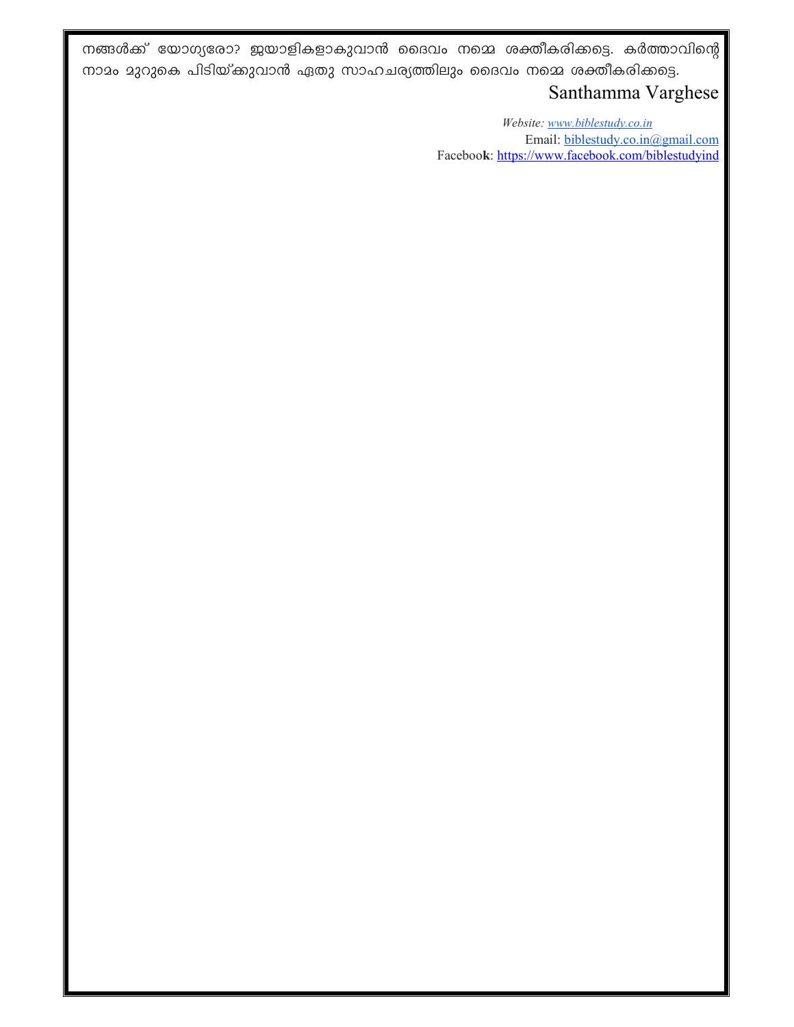നങ്ങൾക്ക് യോഗ്യരോ? ജയാളികളാകുവാൻ ദൈവം നമ്മെ ശക്തീകരിക്കട്ടെ. കർത്താവിന്റെ നാമം മുറുകെ പിടിയ്ക്കുവാൻ ഏതു സാഹചര്യത്തിലും ദൈവം നമ്മെ ശക്തീകരിക്കട്ടെ.

Santhamma Varghese

*Website: www.biblestudy.co.in*

Email: biblestudy.co.in@gmail.com

Faceboo**k**: https://www.facebook.com/biblestudyind